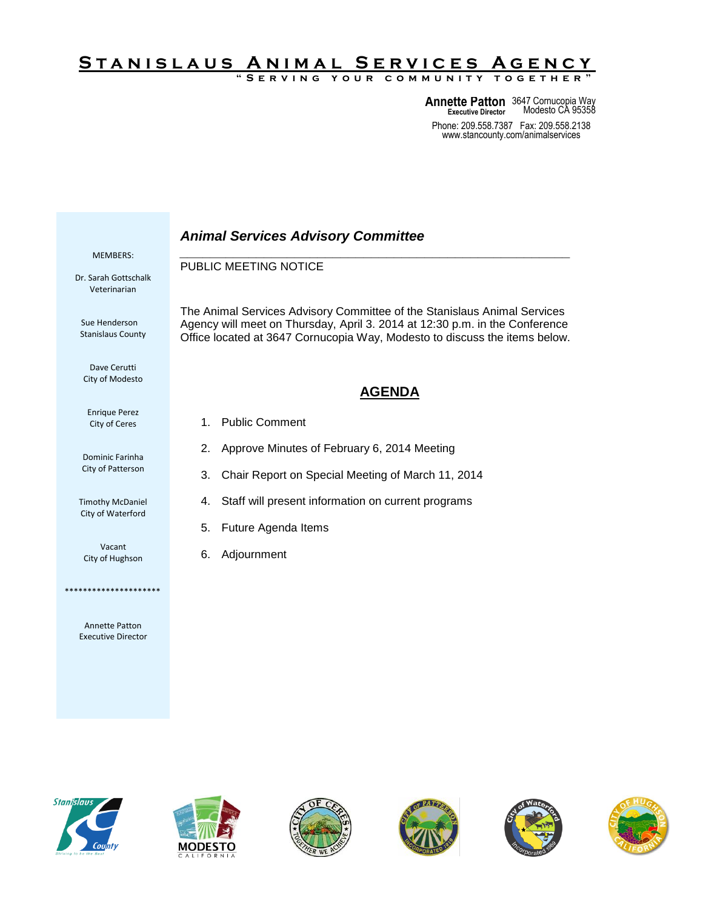# Stanislaus Animal Services Agency

"Serving your community together"

**Annette Patton**
Executive Director

3647 Cornucopia Way
Modesto CA 95358

Phone: 209.558.7387 Fax: 209.558.2138
www.stancounty.com/animalservices

MEMBERS:

Dr. Sarah Gottschalk
Veterinarian

Sue Henderson
Stanislaus County

Dave Cerutti
City of Modesto

Enrique Perez
City of Ceres

Dominic Farinha
City of Patterson

Timothy McDaniel
City of Waterford

Vacant
City of Hughson

*********************

Annette Patton
Executive Director

## *Animal Services Advisory Committee*

PUBLIC MEETING NOTICE

The Animal Services Advisory Committee of the Stanislaus Animal Services Agency will meet on Thursday, April 3. 2014 at 12:30 p.m. in the Conference Office located at 3647 Cornucopia Way, Modesto to discuss the items below.

## AGENDA

1. Public Comment
2. Approve Minutes of February 6, 2014 Meeting
3. Chair Report on Special Meeting of March 11, 2014
4. Staff will present information on current programs
5. Future Agenda Items
6. Adjournment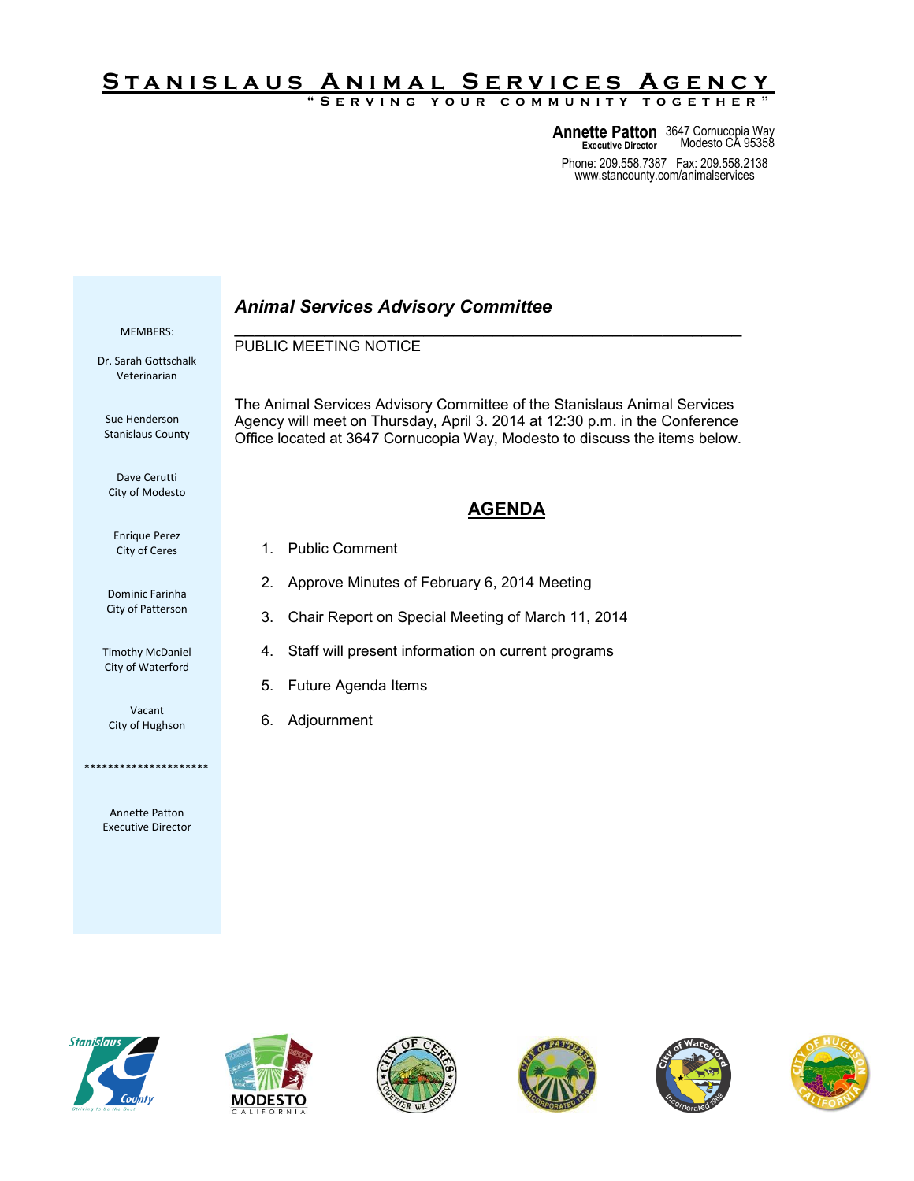# Stanislaus Animal Services Agency

"Serving your community together"

**Annette Patton**
Executive Director

3647 Cornucopia Way
Modesto CA 95358

Phone: 209.558.7387 Fax: 209.558.2138
www.stancounty.com/animalservices

MEMBERS:

Dr. Sarah Gottschalk
Veterinarian

Sue Henderson
Stanislaus County

Dave Cerutti
City of Modesto

Enrique Perez
City of Ceres

Dominic Farinha
City of Patterson

Timothy McDaniel
City of Waterford

Vacant
City of Hughson

********************

Annette Patton
Executive Director

## *Animal Services Advisory Committee*

PUBLIC MEETING NOTICE

The Animal Services Advisory Committee of the Stanislaus Animal Services Agency will meet on Thursday, April 3. 2014 at 12:30 p.m. in the Conference Office located at 3647 Cornucopia Way, Modesto to discuss the items below.

## AGENDA

1. Public Comment
2. Approve Minutes of February 6, 2014 Meeting
3. Chair Report on Special Meeting of March 11, 2014
4. Staff will present information on current programs
5. Future Agenda Items
6. Adjournment